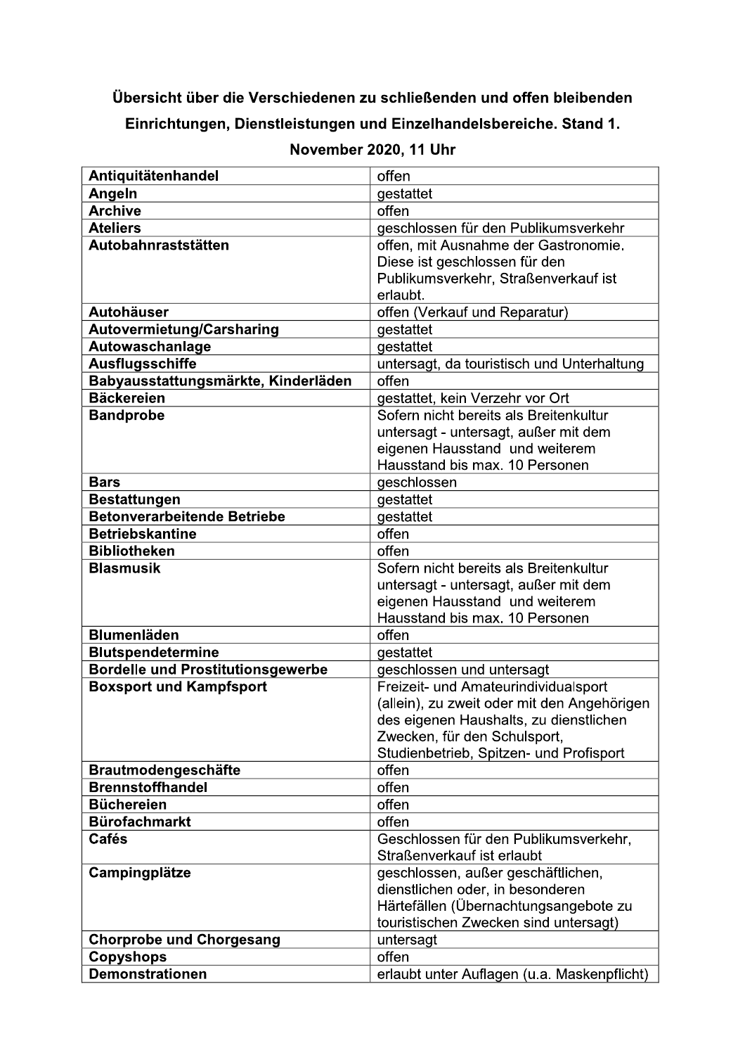**Übersicht über die Verschiedenen zu schließenden und offen bleibenden Einrichtungen, Dienstleistungen und Einzelhandelsbereiche. Stand 1. November 2020, 11 Uhr**

| | |
|---|---|
| **Antiquitätenhandel** | offen |
| **Angeln** | gestattet |
| **Archive** | offen |
| **Ateliers** | geschlossen für den Publikumsverkehr |
| **Autobahnraststätten** | offen, mit Ausnahme der Gastronomie. Diese ist geschlossen für den Publikumsverkehr, Straßenverkauf ist erlaubt. |
| **Autohäuser** | offen (Verkauf und Reparatur) |
| **Autovermietung/Carsharing** | gestattet |
| **Autowaschanlage** | gestattet |
| **Ausflugsschiffe** | untersagt, da touristisch und Unterhaltung |
| **Babyausstattungsmärkte, Kinderläden** | offen |
| **Bäckereien** | gestattet, kein Verzehr vor Ort |
| **Bandprobe** | Sofern nicht bereits als Breitenkultur untersagt - untersagt, außer mit dem eigenen Hausstand und weiterem Hausstand bis max. 10 Personen |
| **Bars** | geschlossen |
| **Bestattungen** | gestattet |
| **Betonverarbeitende Betriebe** | gestattet |
| **Betriebskantine** | offen |
| **Bibliotheken** | offen |
| **Blasmusik** | Sofern nicht bereits als Breitenkultur untersagt - untersagt, außer mit dem eigenen Hausstand und weiterem Hausstand bis max. 10 Personen |
| **Blumenläden** | offen |
| **Blutspendetermine** | gestattet |
| **Bordelle und Prostitutionsgewerbe** | geschlossen und untersagt |
| **Boxsport und Kampfsport** | Freizeit- und Amateurindividualsport (allein), zu zweit oder mit den Angehörigen des eigenen Haushalts, zu dienstlichen Zwecken, für den Schulsport, Studienbetrieb, Spitzen- und Profisport |
| **Brautmodengeschäfte** | offen |
| **Brennstoffhandel** | offen |
| **Büchereien** | offen |
| **Bürofachmarkt** | offen |
| **Cafés** | Geschlossen für den Publikumsverkehr, Straßenverkauf ist erlaubt |
| **Campingplätze** | geschlossen, außer geschäftlichen, dienstlichen oder, in besonderen Härtefällen (Übernachtungsangebote zu touristischen Zwecken sind untersagt) |
| **Chorprobe und Chorgesang** | untersagt |
| **Copyshops** | offen |
| **Demonstrationen** | erlaubt unter Auflagen (u.a. Maskenpflicht) |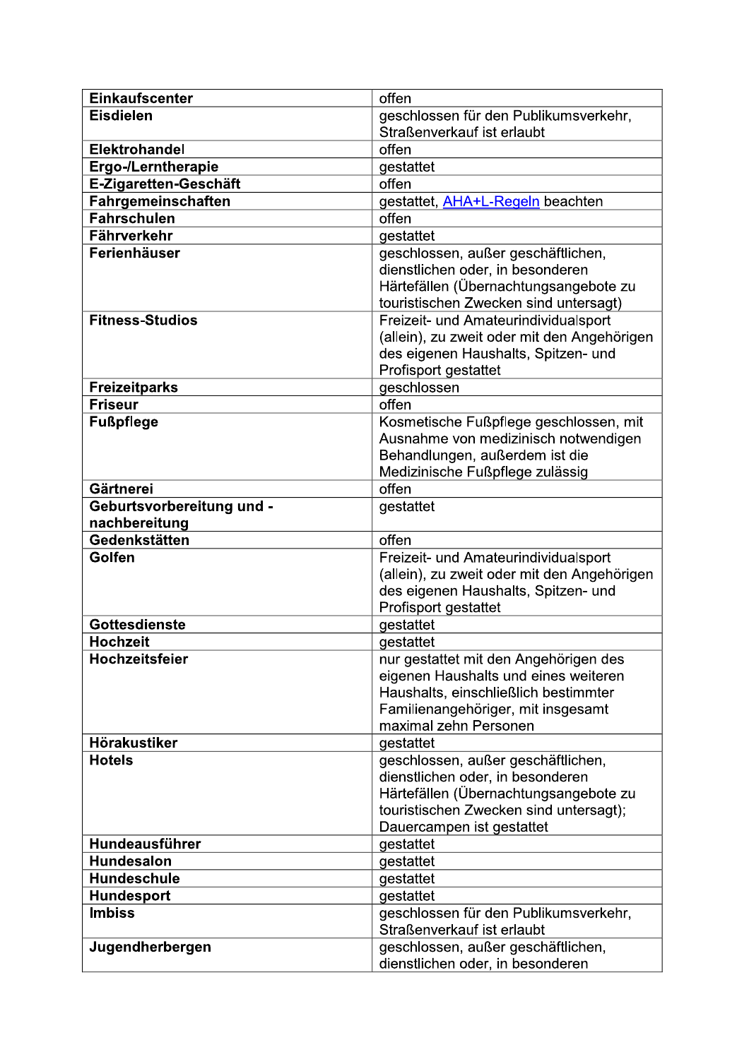| | |
|---|---|
| **Einkaufscenter** | offen |
| **Eisdielen** | geschlossen für den Publikumsverkehr, Straßenverkauf ist erlaubt |
| **Elektrohandel** | offen |
| **Ergo-/Lerntherapie** | gestattet |
| **E-Zigaretten-Geschäft** | offen |
| **Fahrgemeinschaften** | gestattet, AHA+L-Regeln beachten |
| **Fahrschulen** | offen |
| **Fährverkehr** | gestattet |
| **Ferienhäuser** | geschlossen, außer geschäftlichen, dienstlichen oder, in besonderen Härtefällen (Übernachtungsangebote zu touristischen Zwecken sind untersagt) |
| **Fitness-Studios** | Freizeit- und Amateurindividualsport (allein), zu zweit oder mit den Angehörigen des eigenen Haushalts, Spitzen- und Profisport gestattet |
| **Freizeitparks** | geschlossen |
| **Friseur** | offen |
| **Fußpflege** | Kosmetische Fußpflege geschlossen, mit Ausnahme von medizinisch notwendigen Behandlungen, außerdem ist die Medizinische Fußpflege zulässig |
| **Gärtnerei** | offen |
| **Geburtsvorbereitung und -nachbereitung** | gestattet |
| **Gedenkstätten** | offen |
| **Golfen** | Freizeit- und Amateurindividualsport (allein), zu zweit oder mit den Angehörigen des eigenen Haushalts, Spitzen- und Profisport gestattet |
| **Gottesdienste** | gestattet |
| **Hochzeit** | gestattet |
| **Hochzeitsfeier** | nur gestattet mit den Angehörigen des eigenen Haushalts und eines weiteren Haushalts, einschließlich bestimmter Familienangehöriger, mit insgesamt maximal zehn Personen |
| **Hörakustiker** | gestattet |
| **Hotels** | geschlossen, außer geschäftlichen, dienstlichen oder, in besonderen Härtefällen (Übernachtungsangebote zu touristischen Zwecken sind untersagt); Dauercampen ist gestattet |
| **Hundeausführer** | gestattet |
| **Hundesalon** | gestattet |
| **Hundeschule** | gestattet |
| **Hundesport** | gestattet |
| **Imbiss** | geschlossen für den Publikumsverkehr, Straßenverkauf ist erlaubt |
| **Jugendherbergen** | geschlossen, außer geschäftlichen, dienstlichen oder, in besonderen |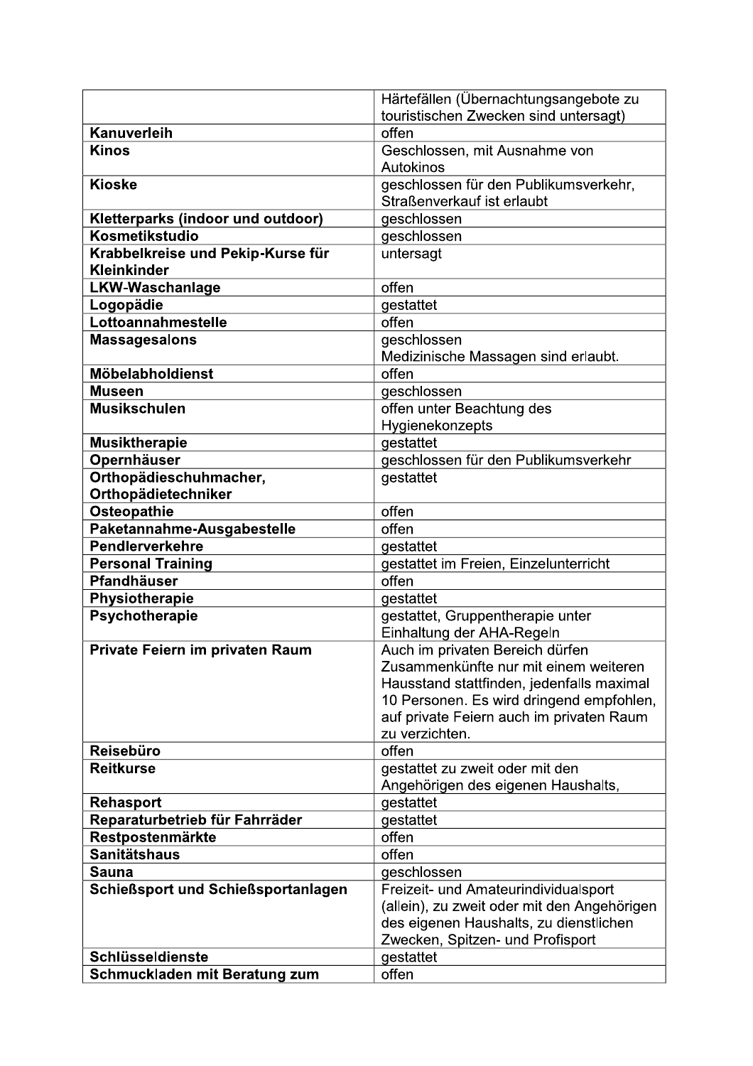| | |
|---|---|
| | Härtefällen (Übernachtungsangebote zu touristischen Zwecken sind untersagt) |
| **Kanuverleih** | offen |
| **Kinos** | Geschlossen, mit Ausnahme von Autokinos |
| **Kioske** | geschlossen für den Publikumsverkehr, Straßenverkauf ist erlaubt |
| **Kletterparks (indoor und outdoor)** | geschlossen |
| **Kosmetikstudio** | geschlossen |
| **Krabbelkreise und Pekip-Kurse für Kleinkinder** | untersagt |
| **LKW-Waschanlage** | offen |
| **Logopädie** | gestattet |
| **Lottoannahmestelle** | offen |
| **Massagesalons** | geschlossen<br>Medizinische Massagen sind erlaubt. |
| **Möbelabholdienst** | offen |
| **Museen** | geschlossen |
| **Musikschulen** | offen unter Beachtung des Hygienekonzepts |
| **Musiktherapie** | gestattet |
| **Opernhäuser** | geschlossen für den Publikumsverkehr |
| **Orthopädieschuhmacher, Orthopädietechniker** | gestattet |
| **Osteopathie** | offen |
| **Paketannahme-Ausgabestelle** | offen |
| **Pendlerverkehre** | gestattet |
| **Personal Training** | gestattet im Freien, Einzelunterricht |
| **Pfandhäuser** | offen |
| **Physiotherapie** | gestattet |
| **Psychotherapie** | gestattet, Gruppentherapie unter Einhaltung der AHA-Regeln |
| **Private Feiern im privaten Raum** | Auch im privaten Bereich dürfen Zusammenkünfte nur mit einem weiteren Hausstand stattfinden, jedenfalls maximal 10 Personen. Es wird dringend empfohlen, auf private Feiern auch im privaten Raum zu verzichten. |
| **Reisebüro** | offen |
| **Reitkurse** | gestattet zu zweit oder mit den Angehörigen des eigenen Haushalts, |
| **Rehasport** | gestattet |
| **Reparaturbetrieb für Fahrräder** | gestattet |
| **Restpostenmärkte** | offen |
| **Sanitätshaus** | offen |
| **Sauna** | geschlossen |
| **Schießsport und Schießsportanlagen** | Freizeit- und Amateurindividualsport (allein), zu zweit oder mit den Angehörigen des eigenen Haushalts, zu dienstlichen Zwecken, Spitzen- und Profisport |
| **Schlüsseldienste** | gestattet |
| **Schmuckladen mit Beratung zum** | offen |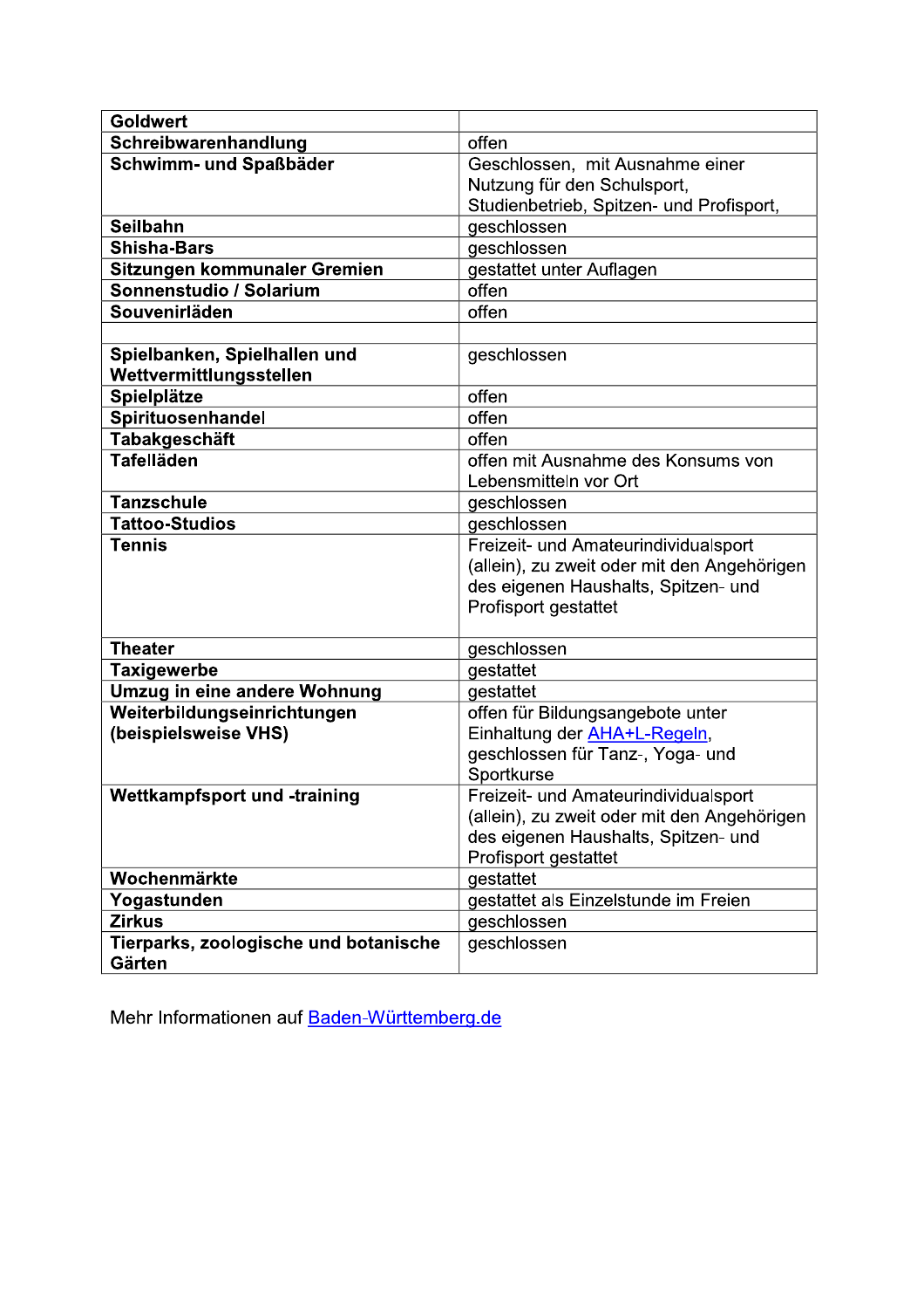| | |
|---|---|
| **Goldwert** | |
| **Schreibwarenhandlung** | offen |
| **Schwimm- und Spaßbäder** | Geschlossen, mit Ausnahme einer Nutzung für den Schulsport, Studienbetrieb, Spitzen- und Profisport, |
| **Seilbahn** | geschlossen |
| **Shisha-Bars** | geschlossen |
| **Sitzungen kommunaler Gremien** | gestattet unter Auflagen |
| **Sonnenstudio / Solarium** | offen |
| **Souvenirläden** | offen |
| | |
| **Spielbanken, Spielhallen und Wettvermittlungsstellen** | geschlossen |
| **Spielplätze** | offen |
| **Spirituosenhandel** | offen |
| **Tabakgeschäft** | offen |
| **Tafelläden** | offen mit Ausnahme des Konsums von Lebensmitteln vor Ort |
| **Tanzschule** | geschlossen |
| **Tattoo-Studios** | geschlossen |
| **Tennis** | Freizeit- und Amateurindividualsport (allein), zu zweit oder mit den Angehörigen des eigenen Haushalts, Spitzen- und Profisport gestattet |
| **Theater** | geschlossen |
| **Taxigewerbe** | gestattet |
| **Umzug in eine andere Wohnung** | gestattet |
| **Weiterbildungseinrichtungen (beispielsweise VHS)** | offen für Bildungsangebote unter Einhaltung der AHA+L-Regeln, geschlossen für Tanz-, Yoga- und Sportkurse |
| **Wettkampfsport und -training** | Freizeit- und Amateurindividualsport (allein), zu zweit oder mit den Angehörigen des eigenen Haushalts, Spitzen- und Profisport gestattet |
| **Wochenmärkte** | gestattet |
| **Yogastunden** | gestattet als Einzelstunde im Freien |
| **Zirkus** | geschlossen |
| **Tierparks, zoologische und botanische Gärten** | geschlossen |

Mehr Informationen auf Baden-Württemberg.de